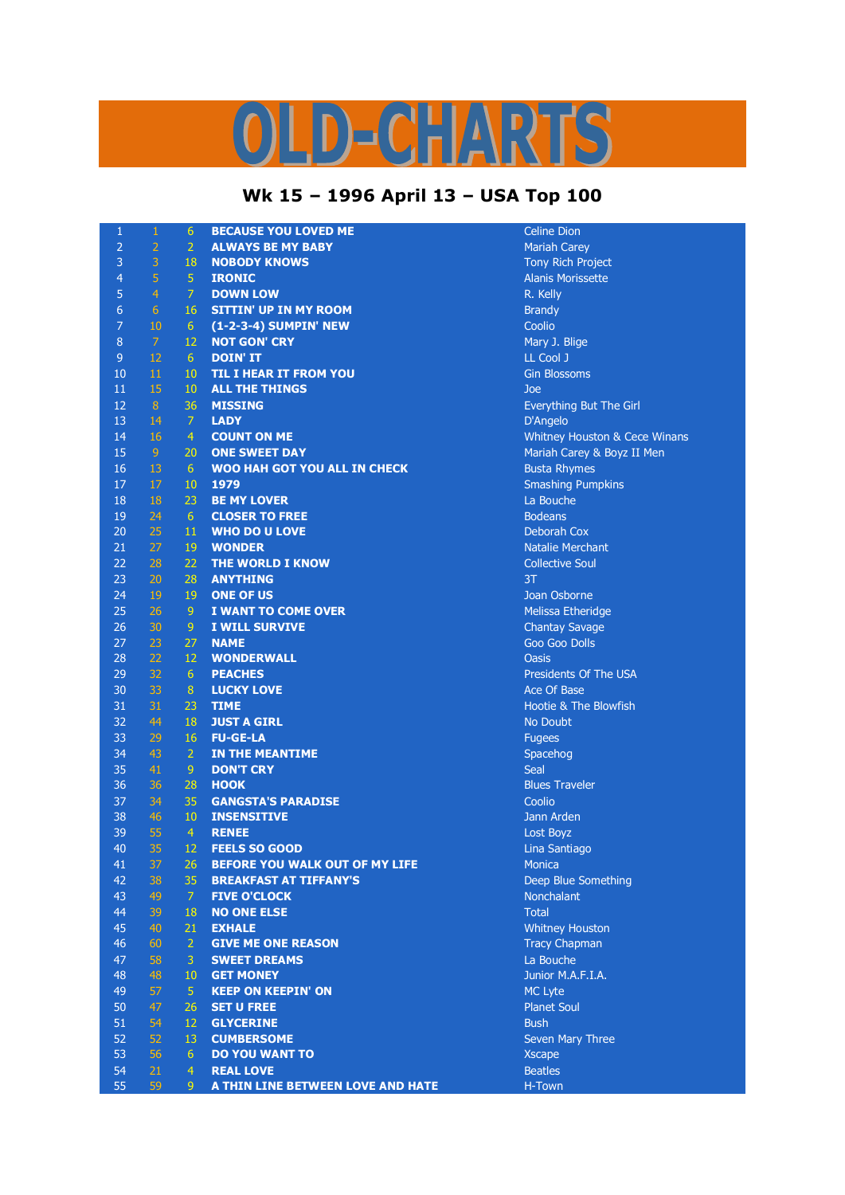# OLD-CHARTS

## Wk 15 – 1996 April 13 – USA Top 100

| | | | | |
|---|---|---|---|---|
| 1 | 1 | 6 | BECAUSE YOU LOVED ME | Celine Dion |
| 2 | 2 | 2 | ALWAYS BE MY BABY | Mariah Carey |
| 3 | 3 | 18 | NOBODY KNOWS | Tony Rich Project |
| 4 | 5 | 5 | IRONIC | Alanis Morissette |
| 5 | 4 | 7 | DOWN LOW | R. Kelly |
| 6 | 6 | 16 | SITTIN' UP IN MY ROOM | Brandy |
| 7 | 10 | 6 | (1-2-3-4) SUMPIN' NEW | Coolio |
| 8 | 7 | 12 | NOT GON' CRY | Mary J. Blige |
| 9 | 12 | 6 | DOIN' IT | LL Cool J |
| 10 | 11 | 10 | TIL I HEAR IT FROM YOU | Gin Blossoms |
| 11 | 15 | 10 | ALL THE THINGS | Joe |
| 12 | 8 | 36 | MISSING | Everything But The Girl |
| 13 | 14 | 7 | LADY | D'Angelo |
| 14 | 16 | 4 | COUNT ON ME | Whitney Houston & Cece Winans |
| 15 | 9 | 20 | ONE SWEET DAY | Mariah Carey & Boyz II Men |
| 16 | 13 | 6 | WOO HAH GOT YOU ALL IN CHECK | Busta Rhymes |
| 17 | 17 | 10 | 1979 | Smashing Pumpkins |
| 18 | 18 | 23 | BE MY LOVER | La Bouche |
| 19 | 24 | 6 | CLOSER TO FREE | Bodeans |
| 20 | 25 | 11 | WHO DO U LOVE | Deborah Cox |
| 21 | 27 | 19 | WONDER | Natalie Merchant |
| 22 | 28 | 22 | THE WORLD I KNOW | Collective Soul |
| 23 | 20 | 28 | ANYTHING | 3T |
| 24 | 19 | 19 | ONE OF US | Joan Osborne |
| 25 | 26 | 9 | I WANT TO COME OVER | Melissa Etheridge |
| 26 | 30 | 9 | I WILL SURVIVE | Chantay Savage |
| 27 | 23 | 27 | NAME | Goo Goo Dolls |
| 28 | 22 | 12 | WONDERWALL | Oasis |
| 29 | 32 | 6 | PEACHES | Presidents Of The USA |
| 30 | 33 | 8 | LUCKY LOVE | Ace Of Base |
| 31 | 31 | 23 | TIME | Hootie & The Blowfish |
| 32 | 44 | 18 | JUST A GIRL | No Doubt |
| 33 | 29 | 16 | FU-GE-LA | Fugees |
| 34 | 43 | 2 | IN THE MEANTIME | Spacehog |
| 35 | 41 | 9 | DON'T CRY | Seal |
| 36 | 36 | 28 | HOOK | Blues Traveler |
| 37 | 34 | 35 | GANGSTA'S PARADISE | Coolio |
| 38 | 46 | 10 | INSENSITIVE | Jann Arden |
| 39 | 55 | 4 | RENEE | Lost Boyz |
| 40 | 35 | 12 | FEELS SO GOOD | Lina Santiago |
| 41 | 37 | 26 | BEFORE YOU WALK OUT OF MY LIFE | Monica |
| 42 | 38 | 35 | BREAKFAST AT TIFFANY'S | Deep Blue Something |
| 43 | 49 | 7 | FIVE O'CLOCK | Nonchalant |
| 44 | 39 | 18 | NO ONE ELSE | Total |
| 45 | 40 | 21 | EXHALE | Whitney Houston |
| 46 | 60 | 2 | GIVE ME ONE REASON | Tracy Chapman |
| 47 | 58 | 3 | SWEET DREAMS | La Bouche |
| 48 | 48 | 10 | GET MONEY | Junior M.A.F.I.A. |
| 49 | 57 | 5 | KEEP ON KEEPIN' ON | MC Lyte |
| 50 | 47 | 26 | SET U FREE | Planet Soul |
| 51 | 54 | 12 | GLYCERINE | Bush |
| 52 | 52 | 13 | CUMBERSOME | Seven Mary Three |
| 53 | 56 | 6 | DO YOU WANT TO | Xscape |
| 54 | 21 | 4 | REAL LOVE | Beatles |
| 55 | 59 | 9 | A THIN LINE BETWEEN LOVE AND HATE | H-Town |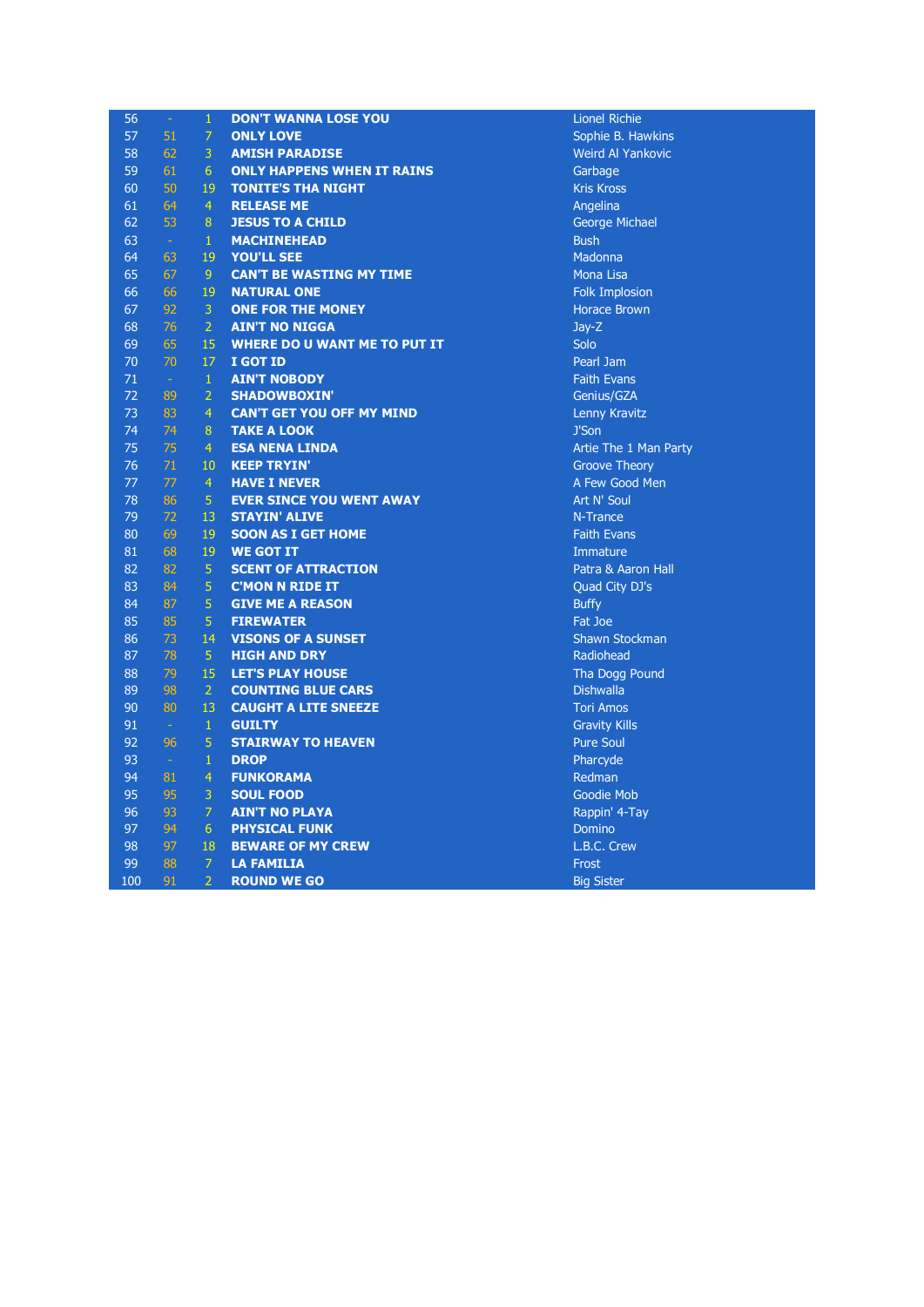| | | | | |
|---|---|---|---|---|
| 56 | - | 1 | **DON'T WANNA LOSE YOU** | Lionel Richie |
| 57 | 51 | 7 | **ONLY LOVE** | Sophie B. Hawkins |
| 58 | 62 | 3 | **AMISH PARADISE** | Weird Al Yankovic |
| 59 | 61 | 6 | **ONLY HAPPENS WHEN IT RAINS** | Garbage |
| 60 | 50 | 19 | **TONITE'S THA NIGHT** | Kris Kross |
| 61 | 64 | 4 | **RELEASE ME** | Angelina |
| 62 | 53 | 8 | **JESUS TO A CHILD** | George Michael |
| 63 | - | 1 | **MACHINEHEAD** | Bush |
| 64 | 63 | 19 | **YOU'LL SEE** | Madonna |
| 65 | 67 | 9 | **CAN'T BE WASTING MY TIME** | Mona Lisa |
| 66 | 66 | 19 | **NATURAL ONE** | Folk Implosion |
| 67 | 92 | 3 | **ONE FOR THE MONEY** | Horace Brown |
| 68 | 76 | 2 | **AIN'T NO NIGGA** | Jay-Z |
| 69 | 65 | 15 | **WHERE DO U WANT ME TO PUT IT** | Solo |
| 70 | 70 | 17 | **I GOT ID** | Pearl Jam |
| 71 | - | 1 | **AIN'T NOBODY** | Faith Evans |
| 72 | 89 | 2 | **SHADOWBOXIN'** | Genius/GZA |
| 73 | 83 | 4 | **CAN'T GET YOU OFF MY MIND** | Lenny Kravitz |
| 74 | 74 | 8 | **TAKE A LOOK** | J'Son |
| 75 | 75 | 4 | **ESA NENA LINDA** | Artie The 1 Man Party |
| 76 | 71 | 10 | **KEEP TRYIN'** | Groove Theory |
| 77 | 77 | 4 | **HAVE I NEVER** | A Few Good Men |
| 78 | 86 | 5 | **EVER SINCE YOU WENT AWAY** | Art N' Soul |
| 79 | 72 | 13 | **STAYIN' ALIVE** | N-Trance |
| 80 | 69 | 19 | **SOON AS I GET HOME** | Faith Evans |
| 81 | 68 | 19 | **WE GOT IT** | Immature |
| 82 | 82 | 5 | **SCENT OF ATTRACTION** | Patra & Aaron Hall |
| 83 | 84 | 5 | **C'MON N RIDE IT** | Quad City DJ's |
| 84 | 87 | 5 | **GIVE ME A REASON** | Buffy |
| 85 | 85 | 5 | **FIREWATER** | Fat Joe |
| 86 | 73 | 14 | **VISONS OF A SUNSET** | Shawn Stockman |
| 87 | 78 | 5 | **HIGH AND DRY** | Radiohead |
| 88 | 79 | 15 | **LET'S PLAY HOUSE** | Tha Dogg Pound |
| 89 | 98 | 2 | **COUNTING BLUE CARS** | Dishwalla |
| 90 | 80 | 13 | **CAUGHT A LITE SNEEZE** | Tori Amos |
| 91 | - | 1 | **GUILTY** | Gravity Kills |
| 92 | 96 | 5 | **STAIRWAY TO HEAVEN** | Pure Soul |
| 93 | - | 1 | **DROP** | Pharcyde |
| 94 | 81 | 4 | **FUNKORAMA** | Redman |
| 95 | 95 | 3 | **SOUL FOOD** | Goodie Mob |
| 96 | 93 | 7 | **AIN'T NO PLAYA** | Rappin' 4-Tay |
| 97 | 94 | 6 | **PHYSICAL FUNK** | Domino |
| 98 | 97 | 18 | **BEWARE OF MY CREW** | L.B.C. Crew |
| 99 | 88 | 7 | **LA FAMILIA** | Frost |
| 100 | 91 | 2 | **ROUND WE GO** | Big Sister |